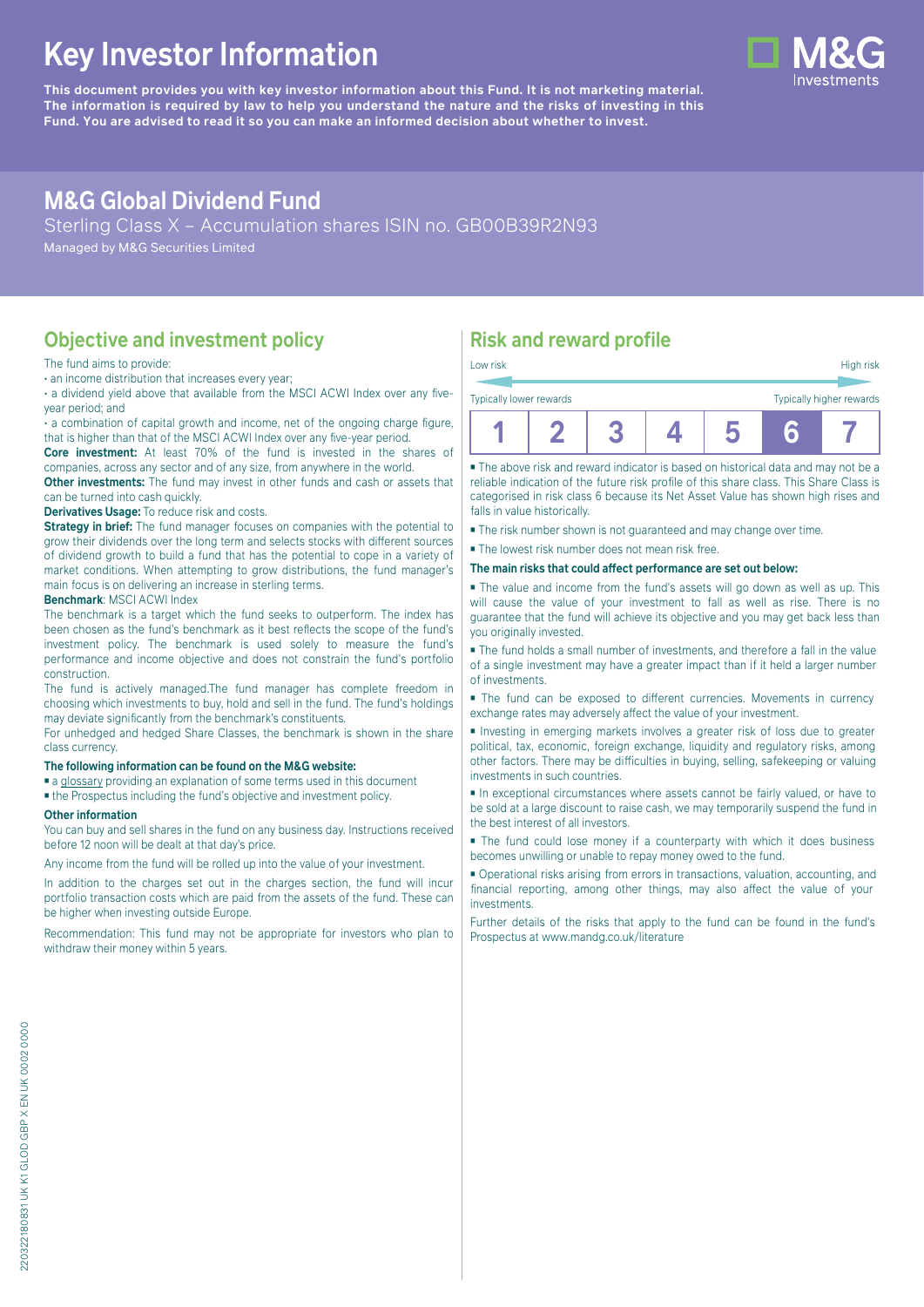# Key Investor Information

**This document provides you with key investor information about this Fund. It is not marketing material. The information is required by law to help you understand the nature and the risks of investing in this Fund. You are advised to read it so you can make an informed decision about whether to invest.**

## M&G Global Dividend Fund

Sterling Class X – Accumulation shares ISIN no. GB00B39R2N93

Managed by M&G Securities Limited

## Objective and investment policy

The fund aims to provide:

- an income distribution that increases every year;
- a dividend yield above that available from the MSCI ACWI Index over any five-year period; and
- a combination of capital growth and income, net of the ongoing charge figure, that is higher than that of the MSCI ACWI Index over any five-year period.

**Core investment:** At least 70% of the fund is invested in the shares of companies, across any sector and of any size, from anywhere in the world.

**Other investments:** The fund may invest in other funds and cash or assets that can be turned into cash quickly.

**Derivatives Usage:** To reduce risk and costs.

**Strategy in brief:** The fund manager focuses on companies with the potential to grow their dividends over the long term and selects stocks with different sources of dividend growth to build a fund that has the potential to cope in a variety of market conditions. When attempting to grow distributions, the fund manager's main focus is on delivering an increase in sterling terms.

**Benchmark**: MSCI ACWI Index

The benchmark is a target which the fund seeks to outperform. The index has been chosen as the fund's benchmark as it best reflects the scope of the fund's investment policy. The benchmark is used solely to measure the fund's performance and income objective and does not constrain the fund's portfolio construction.

The fund is actively managed.The fund manager has complete freedom in choosing which investments to buy, hold and sell in the fund. The fund's holdings may deviate significantly from the benchmark's constituents.

For unhedged and hedged Share Classes, the benchmark is shown in the share class currency.

**The following information can be found on the M&G website:**

- a glossary providing an explanation of some terms used in this document
- the Prospectus including the fund's objective and investment policy.

**Other information**

You can buy and sell shares in the fund on any business day. Instructions received before 12 noon will be dealt at that day's price.

Any income from the fund will be rolled up into the value of your investment.

In addition to the charges set out in the charges section, the fund will incur portfolio transaction costs which are paid from the assets of the fund. These can be higher when investing outside Europe.

Recommendation: This fund may not be appropriate for investors who plan to withdraw their money within 5 years.

## Risk and reward profile

Low risk — High risk

Typically lower rewards — Typically higher rewards

| 1 | 2 | 3 | 4 | 5 | **6** | 7 |
|---|---|---|---|---|---|---|

- The above risk and reward indicator is based on historical data and may not be a reliable indication of the future risk profile of this share class. This Share Class is categorised in risk class 6 because its Net Asset Value has shown high rises and falls in value historically.
- The risk number shown is not guaranteed and may change over time.
- The lowest risk number does not mean risk free.

**The main risks that could affect performance are set out below:**

- The value and income from the fund's assets will go down as well as up. This will cause the value of your investment to fall as well as rise. There is no guarantee that the fund will achieve its objective and you may get back less than you originally invested.
- The fund holds a small number of investments, and therefore a fall in the value of a single investment may have a greater impact than if it held a larger number of investments.
- The fund can be exposed to different currencies. Movements in currency exchange rates may adversely affect the value of your investment.
- Investing in emerging markets involves a greater risk of loss due to greater political, tax, economic, foreign exchange, liquidity and regulatory risks, among other factors. There may be difficulties in buying, selling, safekeeping or valuing investments in such countries.
- In exceptional circumstances where assets cannot be fairly valued, or have to be sold at a large discount to raise cash, we may temporarily suspend the fund in the best interest of all investors.
- The fund could lose money if a counterparty with which it does business becomes unwilling or unable to repay money owed to the fund.
- Operational risks arising from errors in transactions, valuation, accounting, and financial reporting, among other things, may also affect the value of your investments.

Further details of the risks that apply to the fund can be found in the fund's Prospectus at www.mandg.co.uk/literature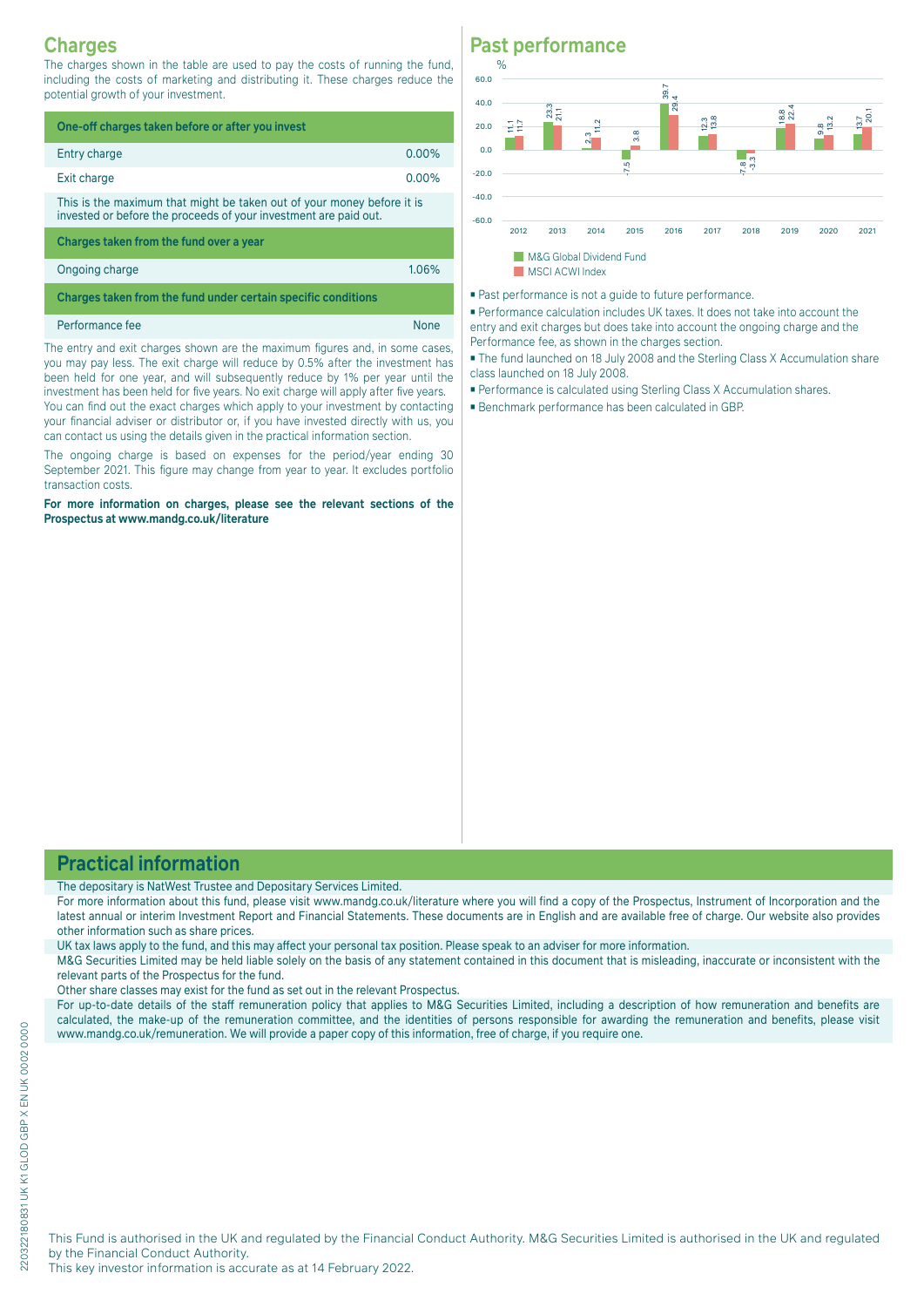## Charges

The charges shown in the table are used to pay the costs of running the fund, including the costs of marketing and distributing it. These charges reduce the potential growth of your investment.

| | |
|---|---|
| **One-off charges taken before or after you invest** | |
| Entry charge | 0.00% |
| Exit charge | 0.00% |
| This is the maximum that might be taken out of your money before it is invested or before the proceeds of your investment are paid out. | |
| **Charges taken from the fund over a year** | |
| Ongoing charge | 1.06% |
| **Charges taken from the fund under certain specific conditions** | |
| Performance fee | None |

The entry and exit charges shown are the maximum figures and, in some cases, you may pay less. The exit charge will reduce by 0.5% after the investment has been held for one year, and will subsequently reduce by 1% per year until the investment has been held for five years. No exit charge will apply after five years. You can find out the exact charges which apply to your investment by contacting your financial adviser or distributor or, if you have invested directly with us, you can contact us using the details given in the practical information section.

The ongoing charge is based on expenses for the period/year ending 30 September 2021. This figure may change from year to year. It excludes portfolio transaction costs.

**For more information on charges, please see the relevant sections of the Prospectus at www.mandg.co.uk/literature**

## Past performance

%
60.0
40.0
20.0
0.0
-20.0
-40.0
-60.0

2012: 11.1, 11.7
2013: 23.3, 21.1
2014: 2.3, 11.2
2015: -7.5, 3.8
2016: 39.7, 29.4
2017: 12.3, 13.8
2018: -7.8, -3.3
2019: 18.8, 22.4
2020: 9.8, 13.2
2021: 13.7, 20.1

M&G Global Dividend Fund
MSCI ACWI Index

- Past performance is not a guide to future performance.
- Performance calculation includes UK taxes. It does not take into account the entry and exit charges but does take into account the ongoing charge and the Performance fee, as shown in the charges section.
- The fund launched on 18 July 2008 and the Sterling Class X Accumulation share class launched on 18 July 2008.
- Performance is calculated using Sterling Class X Accumulation shares.
- Benchmark performance has been calculated in GBP.

## Practical information

The depositary is NatWest Trustee and Depositary Services Limited.

For more information about this fund, please visit www.mandg.co.uk/literature where you will find a copy of the Prospectus, Instrument of Incorporation and the latest annual or interim Investment Report and Financial Statements. These documents are in English and are available free of charge. Our website also provides other information such as share prices.

UK tax laws apply to the fund, and this may affect your personal tax position. Please speak to an adviser for more information.

M&G Securities Limited may be held liable solely on the basis of any statement contained in this document that is misleading, inaccurate or inconsistent with the relevant parts of the Prospectus for the fund.

Other share classes may exist for the fund as set out in the relevant Prospectus.

For up-to-date details of the staff remuneration policy that applies to M&G Securities Limited, including a description of how remuneration and benefits are calculated, the make-up of the remuneration committee, and the identities of persons responsible for awarding the remuneration and benefits, please visit www.mandg.co.uk/remuneration. We will provide a paper copy of this information, free of charge, if you require one.

This Fund is authorised in the UK and regulated by the Financial Conduct Authority. M&G Securities Limited is authorised in the UK and regulated by the Financial Conduct Authority.
This key investor information is accurate as at 14 February 2022.

220322180831 UK K1 GLOD GBP X EN UK 0002 0000